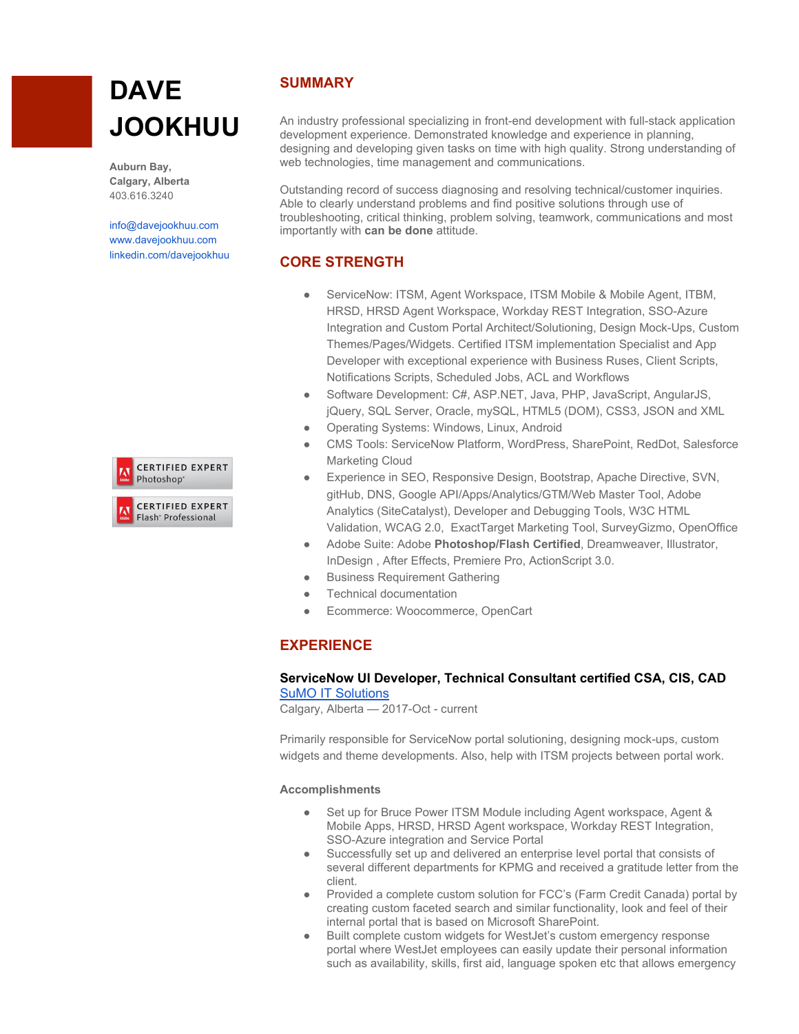# DAVE JOOKHUU

**Auburn Bay,**
**Calgary, Alberta**
403.616.3240

info@davejookhuu.com
www.davejookhuu.com
linkedin.com/davejookhuu

CERTIFIED EXPERT Photoshop

CERTIFIED EXPERT Flash Professional

## SUMMARY

An industry professional specializing in front-end development with full-stack application development experience. Demonstrated knowledge and experience in planning, designing and developing given tasks on time with high quality. Strong understanding of web technologies, time management and communications.

Outstanding record of success diagnosing and resolving technical/customer inquiries. Able to clearly understand problems and find positive solutions through use of troubleshooting, critical thinking, problem solving, teamwork, communications and most importantly with **can be done** attitude.

## CORE STRENGTH

- ServiceNow: ITSM, Agent Workspace, ITSM Mobile & Mobile Agent, ITBM, HRSD, HRSD Agent Workspace, Workday REST Integration, SSO-Azure Integration and Custom Portal Architect/Solutioning, Design Mock-Ups, Custom Themes/Pages/Widgets. Certified ITSM implementation Specialist and App Developer with exceptional experience with Business Ruses, Client Scripts, Notifications Scripts, Scheduled Jobs, ACL and Workflows
- Software Development: C#, ASP.NET, Java, PHP, JavaScript, AngularJS, jQuery, SQL Server, Oracle, mySQL, HTML5 (DOM), CSS3, JSON and XML
- Operating Systems: Windows, Linux, Android
- CMS Tools: ServiceNow Platform, WordPress, SharePoint, RedDot, Salesforce Marketing Cloud
- Experience in SEO, Responsive Design, Bootstrap, Apache Directive, SVN, gitHub, DNS, Google API/Apps/Analytics/GTM/Web Master Tool, Adobe Analytics (SiteCatalyst), Developer and Debugging Tools, W3C HTML Validation, WCAG 2.0, ExactTarget Marketing Tool, SurveyGizmo, OpenOffice
- Adobe Suite: Adobe **Photoshop/Flash Certified**, Dreamweaver, Illustrator, InDesign , After Effects, Premiere Pro, ActionScript 3.0.
- Business Requirement Gathering
- Technical documentation
- Ecommerce: Woocommerce, OpenCart

## EXPERIENCE

### ServiceNow UI Developer, Technical Consultant certified CSA, CIS, CAD

SuMO IT Solutions
Calgary, Alberta — 2017-Oct - current

Primarily responsible for ServiceNow portal solutioning, designing mock-ups, custom widgets and theme developments. Also, help with ITSM projects between portal work.

**Accomplishments**

- Set up for Bruce Power ITSM Module including Agent workspace, Agent & Mobile Apps, HRSD, HRSD Agent workspace, Workday REST Integration, SSO-Azure integration and Service Portal
- Successfully set up and delivered an enterprise level portal that consists of several different departments for KPMG and received a gratitude letter from the client.
- Provided a complete custom solution for FCC's (Farm Credit Canada) portal by creating custom faceted search and similar functionality, look and feel of their internal portal that is based on Microsoft SharePoint.
- Built complete custom widgets for WestJet's custom emergency response portal where WestJet employees can easily update their personal information such as availability, skills, first aid, language spoken etc that allows emergency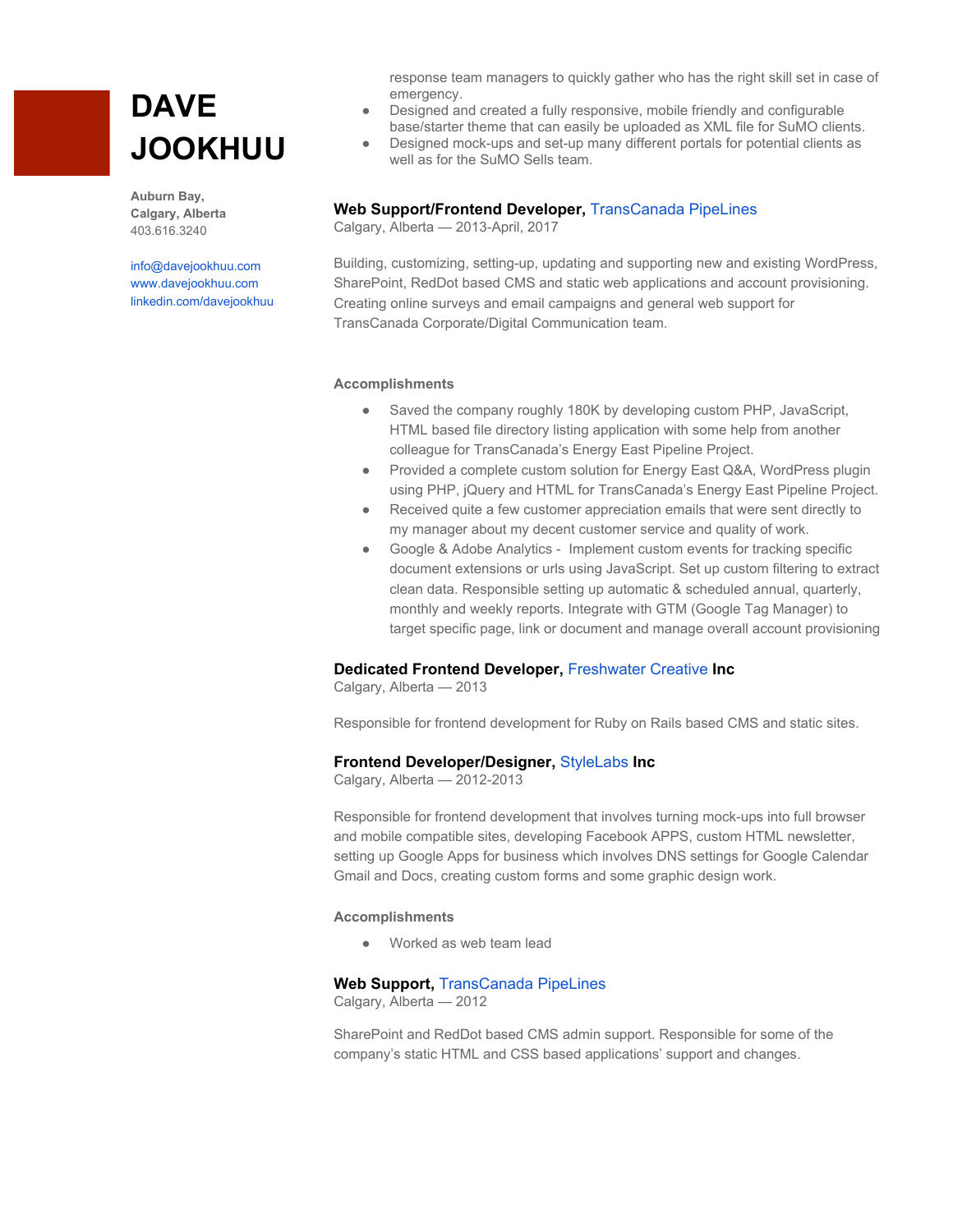# DAVE JOOKHUU

**Auburn Bay,**
**Calgary, Alberta**
403.616.3240

info@davejookhuu.com
www.davejookhuu.com
linkedin.com/davejookhuu

response team managers to quickly gather who has the right skill set in case of emergency.

- Designed and created a fully responsive, mobile friendly and configurable base/starter theme that can easily be uploaded as XML file for SuMO clients.
- Designed mock-ups and set-up many different portals for potential clients as well as for the SuMO Sells team.

**Web Support/Frontend Developer,** TransCanada PipeLines
Calgary, Alberta — 2013-April, 2017

Building, customizing, setting-up, updating and supporting new and existing WordPress, SharePoint, RedDot based CMS and static web applications and account provisioning. Creating online surveys and email campaigns and general web support for TransCanada Corporate/Digital Communication team.

**Accomplishments**

- Saved the company roughly 180K by developing custom PHP, JavaScript, HTML based file directory listing application with some help from another colleague for TransCanada's Energy East Pipeline Project.
- Provided a complete custom solution for Energy East Q&A, WordPress plugin using PHP, jQuery and HTML for TransCanada's Energy East Pipeline Project.
- Received quite a few customer appreciation emails that were sent directly to my manager about my decent customer service and quality of work.
- Google & Adobe Analytics - Implement custom events for tracking specific document extensions or urls using JavaScript. Set up custom filtering to extract clean data. Responsible setting up automatic & scheduled annual, quarterly, monthly and weekly reports. Integrate with GTM (Google Tag Manager) to target specific page, link or document and manage overall account provisioning

**Dedicated Frontend Developer,** Freshwater Creative **Inc**
Calgary, Alberta — 2013

Responsible for frontend development for Ruby on Rails based CMS and static sites.

**Frontend Developer/Designer,** StyleLabs **Inc**
Calgary, Alberta — 2012-2013

Responsible for frontend development that involves turning mock-ups into full browser and mobile compatible sites, developing Facebook APPS, custom HTML newsletter, setting up Google Apps for business which involves DNS settings for Google Calendar Gmail and Docs, creating custom forms and some graphic design work.

**Accomplishments**

- Worked as web team lead

**Web Support,** TransCanada PipeLines
Calgary, Alberta — 2012

SharePoint and RedDot based CMS admin support. Responsible for some of the company's static HTML and CSS based applications' support and changes.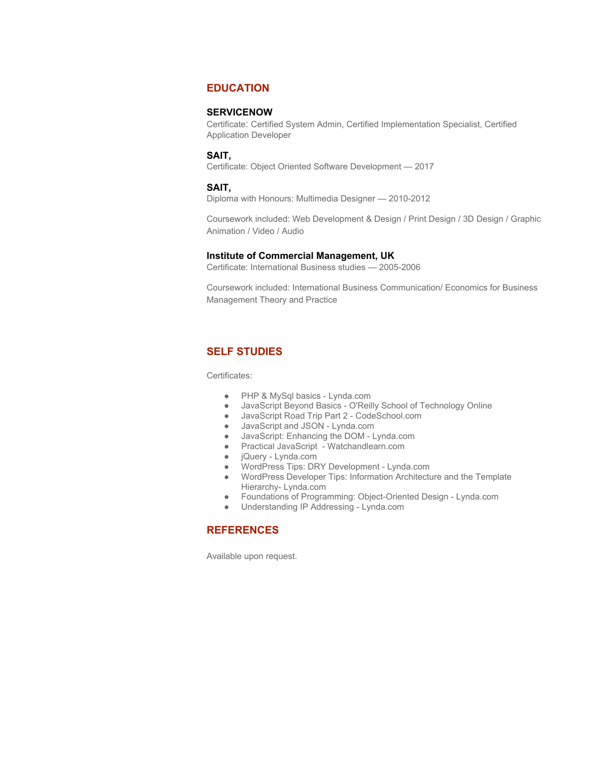## EDUCATION

**SERVICENOW**
Certificate: Certified System Admin, Certified Implementation Specialist, Certified Application Developer

**SAIT,**
Certificate: Object Oriented Software Development — 2017

**SAIT,**
Diploma with Honours: Multimedia Designer — 2010-2012

Coursework included: Web Development & Design / Print Design / 3D Design / Graphic Animation / Video / Audio

**Institute of Commercial Management, UK**
Certificate: International Business studies — 2005-2006

Coursework included: International Business Communication/ Economics for Business Management Theory and Practice

## SELF STUDIES

Certificates:

- PHP & MySql basics - Lynda.com
- JavaScript Beyond Basics - O'Reilly School of Technology Online
- JavaScript Road Trip Part 2 - CodeSchool.com
- JavaScript and JSON - Lynda.com
- JavaScript: Enhancing the DOM - Lynda.com
- Practical JavaScript - Watchandlearn.com
- jQuery - Lynda.com
- WordPress Tips: DRY Development - Lynda.com
- WordPress Developer Tips: Information Architecture and the Template Hierarchy- Lynda.com
- Foundations of Programming: Object-Oriented Design - Lynda.com
- Understanding IP Addressing - Lynda.com

## REFERENCES

Available upon request.